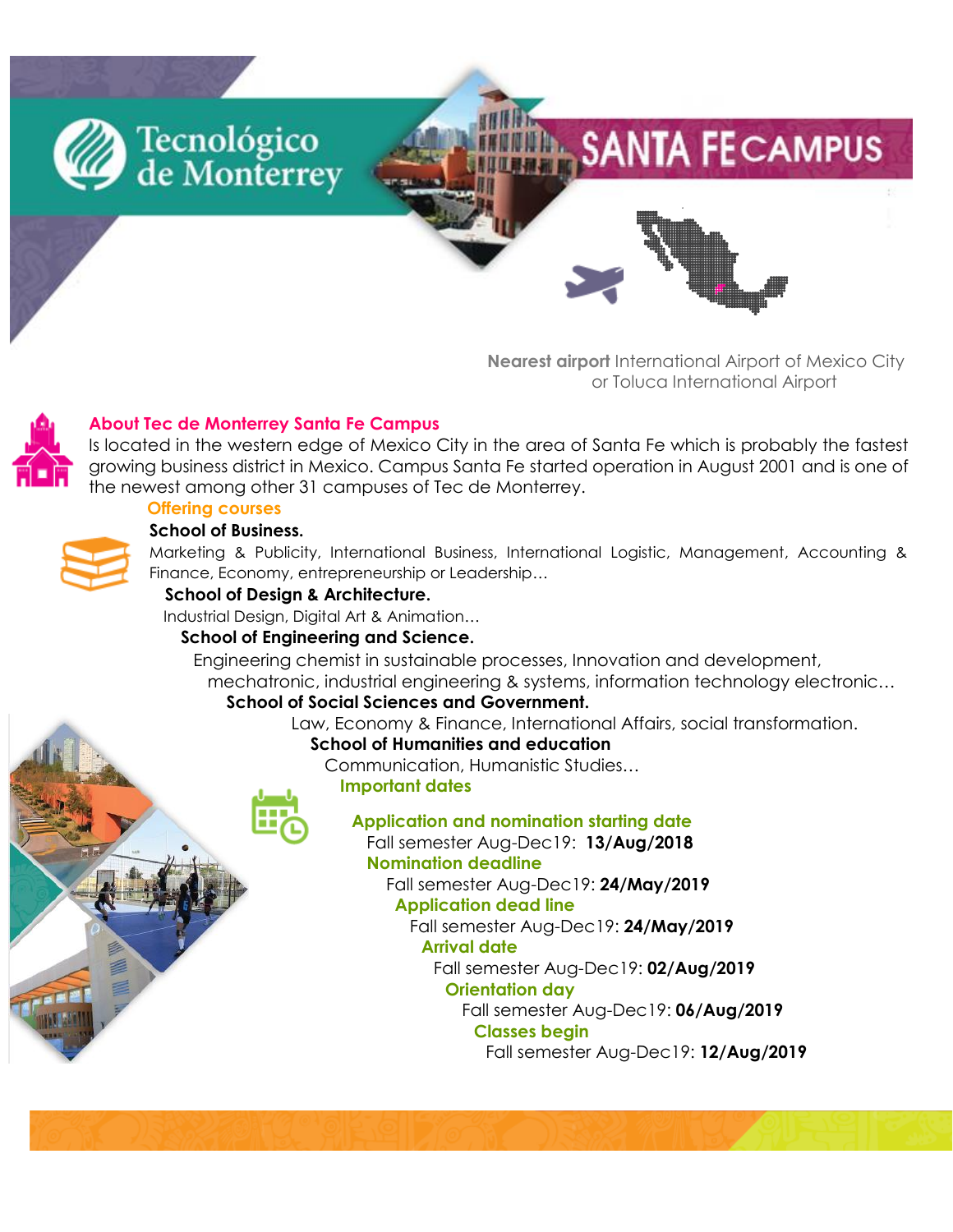# Tecnológico de Monterrey

# SANTA FE CAMPUS

**Nearest airport** International Airport of Mexico City or Toluca International Airport

## About Tec de Monterrey Santa Fe Campus

Is located in the western edge of Mexico City in the area of Santa Fe which is probably the fastest growing business district in Mexico. Campus Santa Fe started operation in August 2001 and is one of the newest among other 31 campuses of Tec de Monterrey.

### Offering courses

**School of Business.**

Marketing & Publicity, International Business, International Logistic, Management, Accounting & Finance, Economy, entrepreneurship or Leadership…

**School of Design & Architecture.**

Industrial Design, Digital Art & Animation…

**School of Engineering and Science.**

Engineering chemist in sustainable processes, Innovation and development, mechatronic, industrial engineering & systems, information technology electronic…

**School of Social Sciences and Government.**

Law, Economy & Finance, International Affairs, social transformation.

**School of Humanities and education**

Communication, Humanistic Studies…

### Important dates

**Application and nomination starting date**

Fall semester Aug-Dec19: **13/Aug/2018**

**Nomination deadline**

Fall semester Aug-Dec19: **24/May/2019**

**Application dead line**

Fall semester Aug-Dec19: **24/May/2019**

**Arrival date**

Fall semester Aug-Dec19: **02/Aug/2019**

**Orientation day**

Fall semester Aug-Dec19: **06/Aug/2019**

**Classes begin**

Fall semester Aug-Dec19: **12/Aug/2019**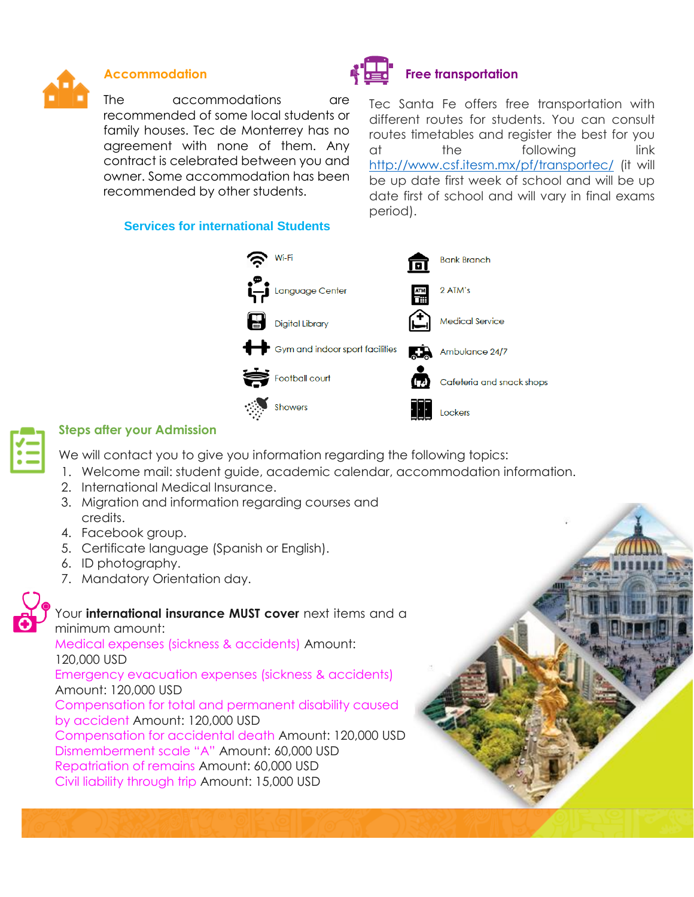## Accommodation

The accommodations are recommended of some local students or family houses. Tec de Monterrey has no agreement with none of them. Any contract is celebrated between you and owner. Some accommodation has been recommended by other students.

## Free transportation

Tec Santa Fe offers free transportation with different routes for students. You can consult routes timetables and register the best for you at the following link http://www.csf.itesm.mx/pf/transportec/ (it will be up date first week of school and will be up date first of school and will vary in final exams period).

## Services for international Students

- Wi-Fi
- Language Center
- Digital Library
- Gym and indoor sport facilities
- Football court
- Showers
- Bank Branch
- 2 ATM's
- Medical Service
- Ambulance 24/7
- Cafeteria and snack shops
- Lockers

## Steps after your Admission

We will contact you to give you information regarding the following topics:

1. Welcome mail: student guide, academic calendar, accommodation information.
2. International Medical Insurance.
3. Migration and information regarding courses and credits.
4. Facebook group.
5. Certificate language (Spanish or English).
6. ID photography.
7. Mandatory Orientation day.

Your **international insurance MUST cover** next items and a minimum amount:

Medical expenses (sickness & accidents) Amount: 120,000 USD
Emergency evacuation expenses (sickness & accidents) Amount: 120,000 USD
Compensation for total and permanent disability caused by accident Amount: 120,000 USD
Compensation for accidental death Amount: 120,000 USD
Dismemberment scale "A" Amount: 60,000 USD
Repatriation of remains Amount: 60,000 USD
Civil liability through trip Amount: 15,000 USD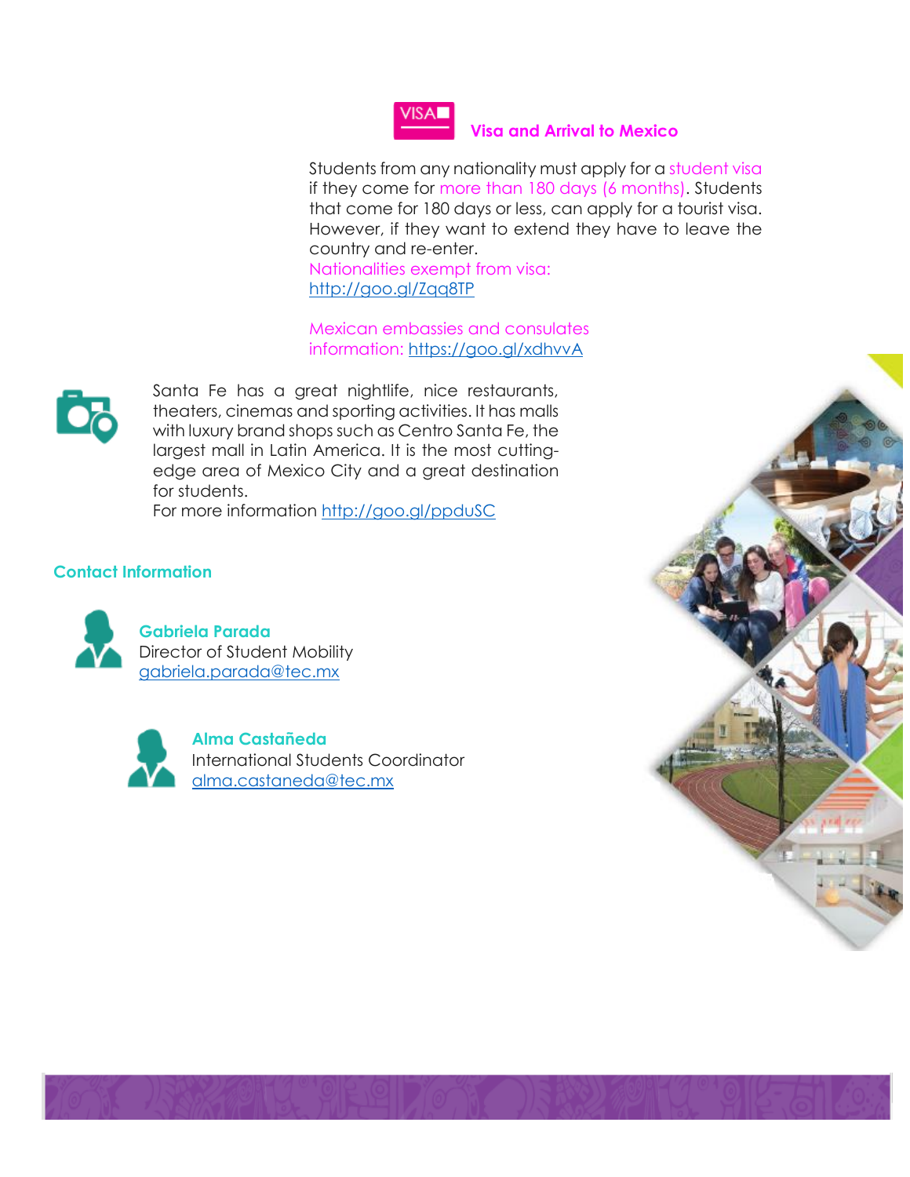## Visa and Arrival to Mexico

Students from any nationality must apply for a student visa if they come for more than 180 days (6 months). Students that come for 180 days or less, can apply for a tourist visa. However, if they want to extend they have to leave the country and re-enter.

Nationalities exempt from visa:
http://goo.gl/Zqq8TP

Mexican embassies and consulates information: https://goo.gl/xdhvvA

Santa Fe has a great nightlife, nice restaurants, theaters, cinemas and sporting activities. It has malls with luxury brand shops such as Centro Santa Fe, the largest mall in Latin America. It is the most cutting-edge area of Mexico City and a great destination for students.
For more information http://goo.gl/ppduSC

## Contact Information

**Gabriela Parada**
Director of Student Mobility
gabriela.parada@tec.mx

**Alma Castañeda**
International Students Coordinator
alma.castaneda@tec.mx